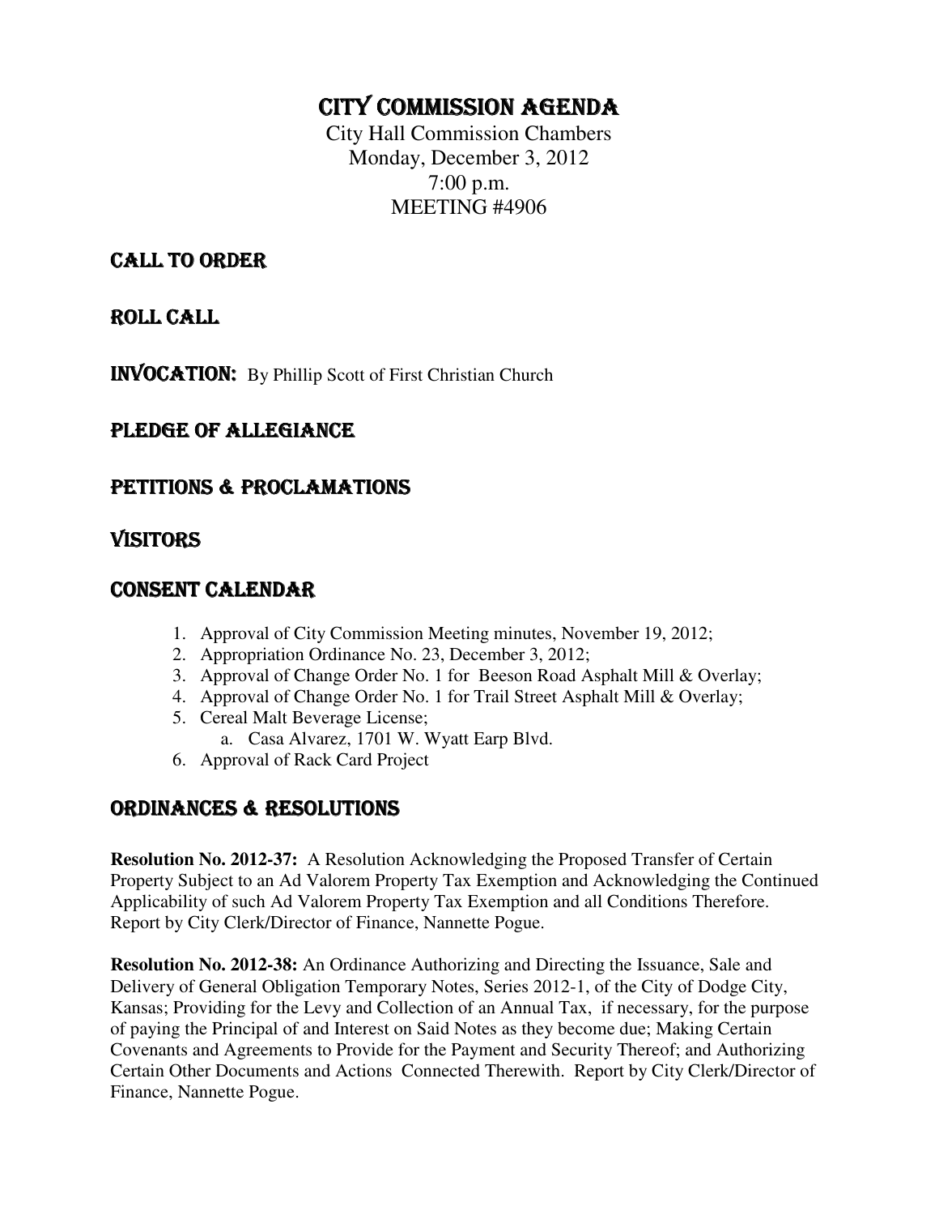# City Commission Agenda

City Hall Commission Chambers
Monday, December 3, 2012
7:00 p.m.
MEETING #4906

## Call to Order

## Roll Call

## Invocation: By Phillip Scott of First Christian Church

## Pledge of Allegiance

## Petitions & Proclamations

## Visitors

## Consent Calendar

1. Approval of City Commission Meeting minutes, November 19, 2012;
2. Appropriation Ordinance No. 23, December 3, 2012;
3. Approval of Change Order No. 1 for Beeson Road Asphalt Mill & Overlay;
4. Approval of Change Order No. 1 for Trail Street Asphalt Mill & Overlay;
5. Cereal Malt Beverage License;
   a. Casa Alvarez, 1701 W. Wyatt Earp Blvd.
6. Approval of Rack Card Project

## Ordinances & Resolutions

**Resolution No. 2012-37:** A Resolution Acknowledging the Proposed Transfer of Certain Property Subject to an Ad Valorem Property Tax Exemption and Acknowledging the Continued Applicability of such Ad Valorem Property Tax Exemption and all Conditions Therefore. Report by City Clerk/Director of Finance, Nannette Pogue.

**Resolution No. 2012-38:** An Ordinance Authorizing and Directing the Issuance, Sale and Delivery of General Obligation Temporary Notes, Series 2012-1, of the City of Dodge City, Kansas; Providing for the Levy and Collection of an Annual Tax, if necessary, for the purpose of paying the Principal of and Interest on Said Notes as they become due; Making Certain Covenants and Agreements to Provide for the Payment and Security Thereof; and Authorizing Certain Other Documents and Actions Connected Therewith. Report by City Clerk/Director of Finance, Nannette Pogue.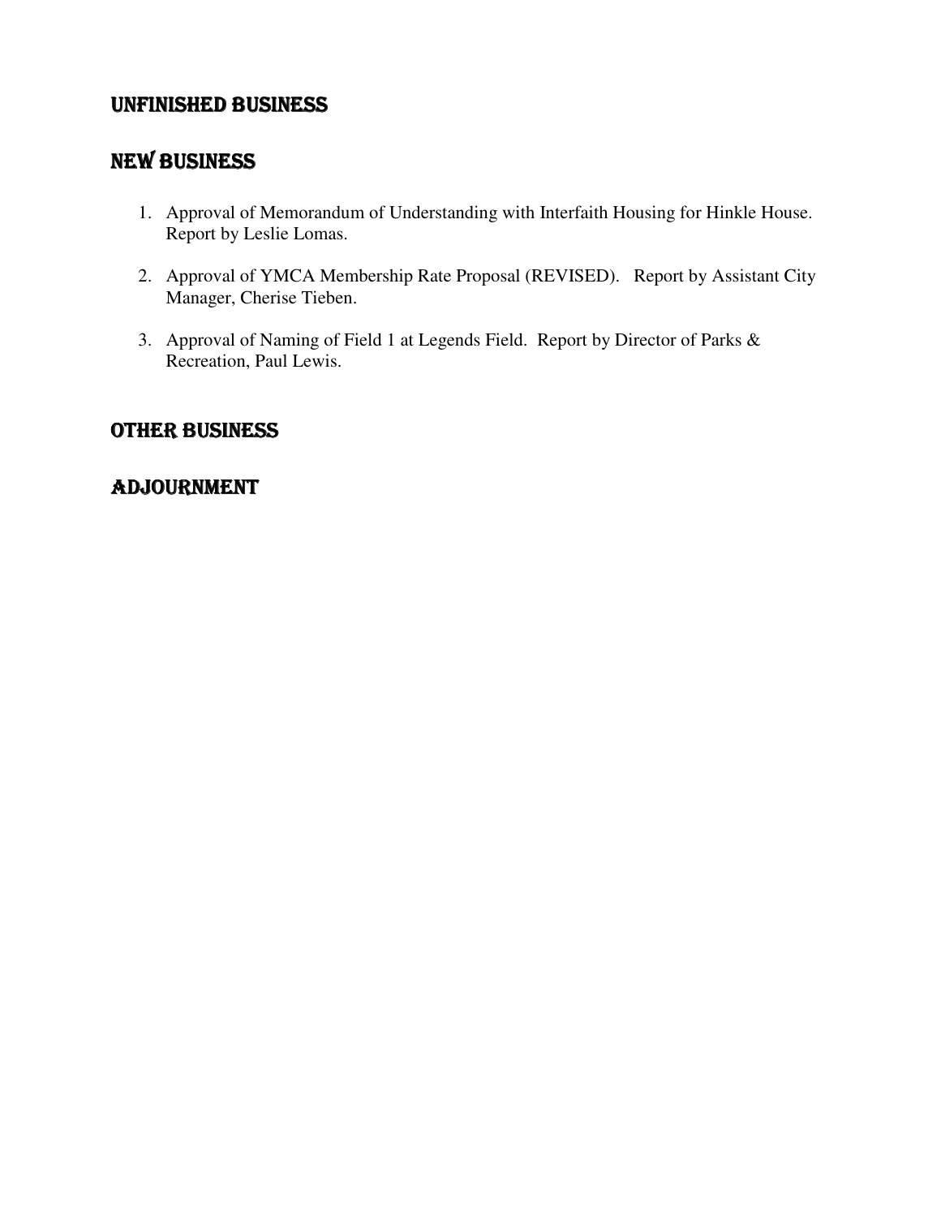## UNFINISHED BUSINESS

## NEW BUSINESS

1. Approval of Memorandum of Understanding with Interfaith Housing for Hinkle House. Report by Leslie Lomas.

2. Approval of YMCA Membership Rate Proposal (REVISED). Report by Assistant City Manager, Cherise Tieben.

3. Approval of Naming of Field 1 at Legends Field. Report by Director of Parks & Recreation, Paul Lewis.

## OTHER BUSINESS

## ADJOURNMENT